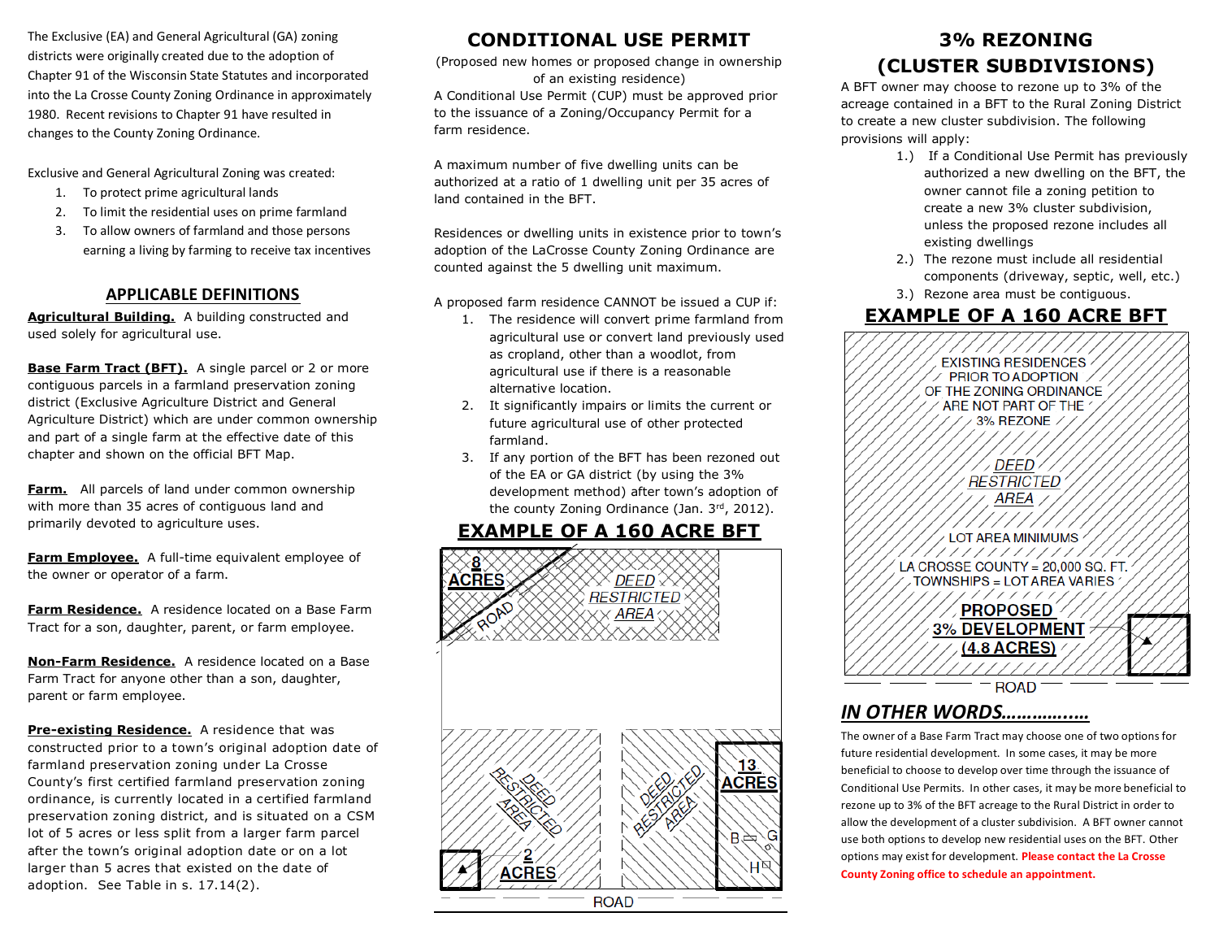The Exclusive (EA) and General Agricultural (GA) zoning districts were originally created due to the adoption of Chapter 91 of the Wisconsin State Statutes and incorporated into the La Crosse County Zoning Ordinance in approximately 1980. Recent revisions to Chapter 91 have resulted in changes to the County Zoning Ordinance.

Exclusive and General Agricultural Zoning was created:

1. To protect prime agricultural lands
2. To limit the residential uses on prime farmland
3. To allow owners of farmland and those persons earning a living by farming to receive tax incentives

## APPLICABLE DEFINITIONS

**Agricultural Building.** A building constructed and used solely for agricultural use.

**Base Farm Tract (BFT).** A single parcel or 2 or more contiguous parcels in a farmland preservation zoning district (Exclusive Agriculture District and General Agriculture District) which are under common ownership and part of a single farm at the effective date of this chapter and shown on the official BFT Map.

**Farm.** All parcels of land under common ownership with more than 35 acres of contiguous land and primarily devoted to agriculture uses.

**Farm Employee.** A full-time equivalent employee of the owner or operator of a farm.

**Farm Residence.** A residence located on a Base Farm Tract for a son, daughter, parent, or farm employee.

**Non-Farm Residence.** A residence located on a Base Farm Tract for anyone other than a son, daughter, parent or farm employee.

**Pre-existing Residence.** A residence that was constructed prior to a town's original adoption date of farmland preservation zoning under La Crosse County's first certified farmland preservation zoning ordinance, is currently located in a certified farmland preservation zoning district, and is situated on a CSM lot of 5 acres or less split from a larger farm parcel after the town's original adoption date or on a lot larger than 5 acres that existed on the date of adoption. See Table in s. 17.14(2).

## CONDITIONAL USE PERMIT

(Proposed new homes or proposed change in ownership of an existing residence)

A Conditional Use Permit (CUP) must be approved prior to the issuance of a Zoning/Occupancy Permit for a farm residence.

A maximum number of five dwelling units can be authorized at a ratio of 1 dwelling unit per 35 acres of land contained in the BFT.

Residences or dwelling units in existence prior to town's adoption of the LaCrosse County Zoning Ordinance are counted against the 5 dwelling unit maximum.

A proposed farm residence CANNOT be issued a CUP if:

1. The residence will convert prime farmland from agricultural use or convert land previously used as cropland, other than a woodlot, from agricultural use if there is a reasonable alternative location.
2. It significantly impairs or limits the current or future agricultural use of other protected farmland.
3. If any portion of the BFT has been rezoned out of the EA or GA district (by using the 3% development method) after town's adoption of the county Zoning Ordinance (Jan. 3rd, 2012).

### EXAMPLE OF A 160 ACRE BFT

8 ACRES — ROAD — DEED RESTRICTED AREA — DEED RESTRICTED AREA — 2 ACRES — DEED RESTRICTED AREA — 13 ACRES — B G H — ROAD

## 3% REZONING (CLUSTER SUBDIVISIONS)

A BFT owner may choose to rezone up to 3% of the acreage contained in a BFT to the Rural Zoning District to create a new cluster subdivision. The following provisions will apply:

1.) If a Conditional Use Permit has previously authorized a new dwelling on the BFT, the owner cannot file a zoning petition to create a new 3% cluster subdivision, unless the proposed rezone includes all existing dwellings
2.) The rezone must include all residential components (driveway, septic, well, etc.)
3.) Rezone area must be contiguous.

### EXAMPLE OF A 160 ACRE BFT

EXISTING RESIDENCES PRIOR TO ADOPTION OF THE ZONING ORDINANCE ARE NOT PART OF THE 3% REZONE

DEED RESTRICTED AREA

LOT AREA MINIMUMS

LA CROSSE COUNTY = 20,000 SQ. FT.
TOWNSHIPS = LOT AREA VARIES

PROPOSED 3% DEVELOPMENT (4.8 ACRES)

ROAD

## *IN OTHER WORDS……………..*

The owner of a Base Farm Tract may choose one of two options for future residential development. In some cases, it may be more beneficial to choose to develop over time through the issuance of Conditional Use Permits. In other cases, it may be more beneficial to rezone up to 3% of the BFT acreage to the Rural District in order to allow the development of a cluster subdivision. A BFT owner cannot use both options to develop new residential uses on the BFT. Other options may exist for development. **Please contact the La Crosse County Zoning office to schedule an appointment.**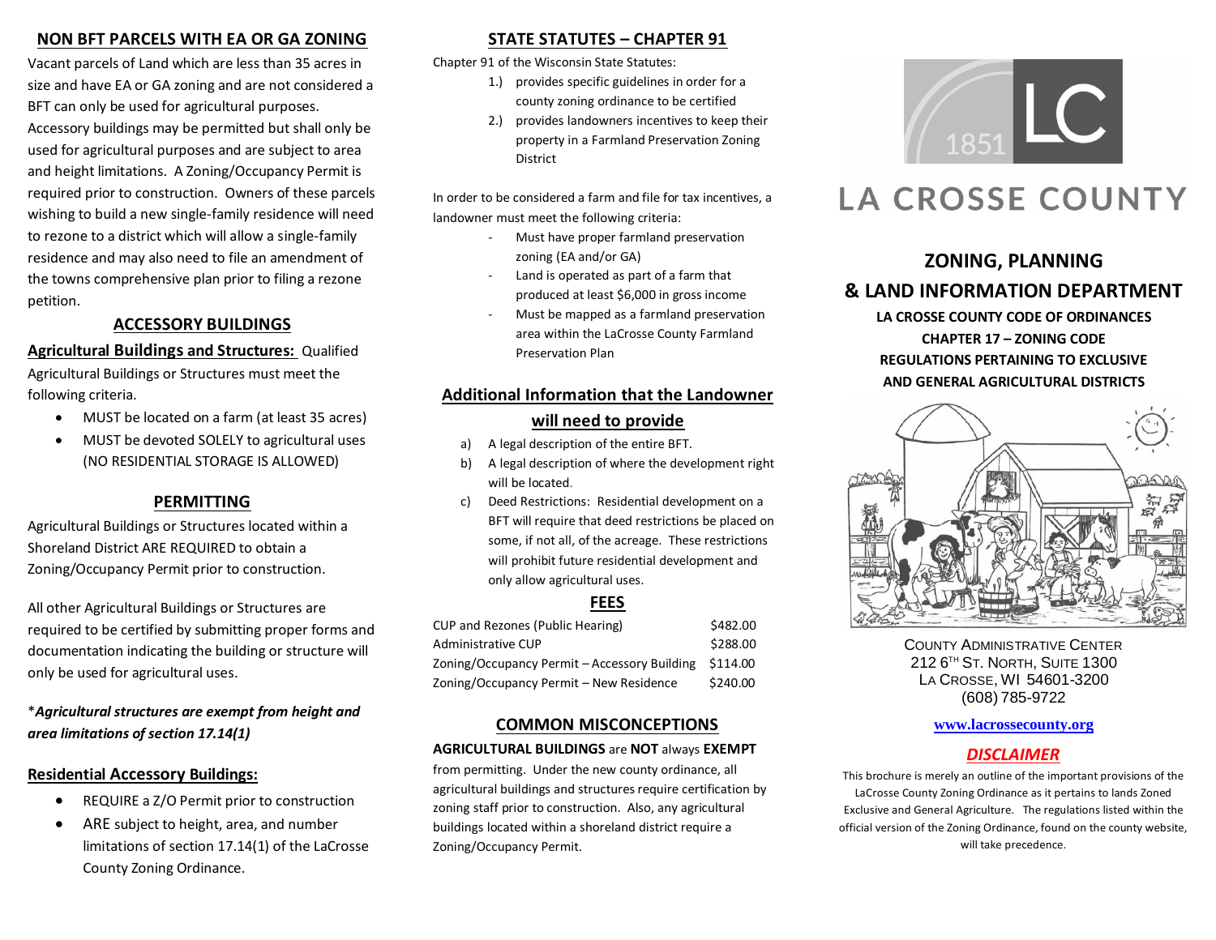## NON BFT PARCELS WITH EA OR GA ZONING

Vacant parcels of Land which are less than 35 acres in size and have EA or GA zoning and are not considered a BFT can only be used for agricultural purposes. Accessory buildings may be permitted but shall only be used for agricultural purposes and are subject to area and height limitations. A Zoning/Occupancy Permit is required prior to construction. Owners of these parcels wishing to build a new single-family residence will need to rezone to a district which will allow a single-family residence and may also need to file an amendment of the towns comprehensive plan prior to filing a rezone petition.

## ACCESSORY BUILDINGS

**Agricultural Buildings and Structures:** Qualified Agricultural Buildings or Structures must meet the following criteria.

- MUST be located on a farm (at least 35 acres)
- MUST be devoted SOLELY to agricultural uses (NO RESIDENTIAL STORAGE IS ALLOWED)

## PERMITTING

Agricultural Buildings or Structures located within a Shoreland District ARE REQUIRED to obtain a Zoning/Occupancy Permit prior to construction.

All other Agricultural Buildings or Structures are required to be certified by submitting proper forms and documentation indicating the building or structure will only be used for agricultural uses.

**\****Agricultural structures are exempt from height and area limitations of section 17.14(1)***

**Residential Accessory Buildings:**

- REQUIRE a Z/O Permit prior to construction
- ARE subject to height, area, and number limitations of section 17.14(1) of the LaCrosse County Zoning Ordinance.

## STATE STATUTES – CHAPTER 91

Chapter 91 of the Wisconsin State Statutes:

1.) provides specific guidelines in order for a county zoning ordinance to be certified
2.) provides landowners incentives to keep their property in a Farmland Preservation Zoning District

In order to be considered a farm and file for tax incentives, a landowner must meet the following criteria:

- Must have proper farmland preservation zoning (EA and/or GA)
- Land is operated as part of a farm that produced at least $6,000 in gross income
- Must be mapped as a farmland preservation area within the LaCrosse County Farmland Preservation Plan

## Additional Information that the Landowner will need to provide

a) A legal description of the entire BFT.
b) A legal description of where the development right will be located.
c) Deed Restrictions: Residential development on a BFT will require that deed restrictions be placed on some, if not all, of the acreage. These restrictions will prohibit future residential development and only allow agricultural uses.

## FEES

| | |
|---|---|
| CUP and Rezones (Public Hearing) | $482.00 |
| Administrative CUP | $288.00 |
| Zoning/Occupancy Permit – Accessory Building | $114.00 |
| Zoning/Occupancy Permit – New Residence | $240.00 |

## COMMON MISCONCEPTIONS

**AGRICULTURAL BUILDINGS** are **NOT** always **EXEMPT** from permitting. Under the new county ordinance, all agricultural buildings and structures require certification by zoning staff prior to construction. Also, any agricultural buildings located within a shoreland district require a Zoning/Occupancy Permit.

1851 LC

# LA CROSSE COUNTY

## ZONING, PLANNING & LAND INFORMATION DEPARTMENT

**LA CROSSE COUNTY CODE OF ORDINANCES**
**CHAPTER 17 – ZONING CODE**
**REGULATIONS PERTAINING TO EXCLUSIVE AND GENERAL AGRICULTURAL DISTRICTS**

County Administrative Center
212 6th St. North, Suite 1300
La Crosse, WI 54601-3200
(608) 785-9722

**www.lacrossecounty.org**

## *DISCLAIMER*

This brochure is merely an outline of the important provisions of the LaCrosse County Zoning Ordinance as it pertains to lands Zoned Exclusive and General Agriculture. The regulations listed within the official version of the Zoning Ordinance, found on the county website, will take precedence.